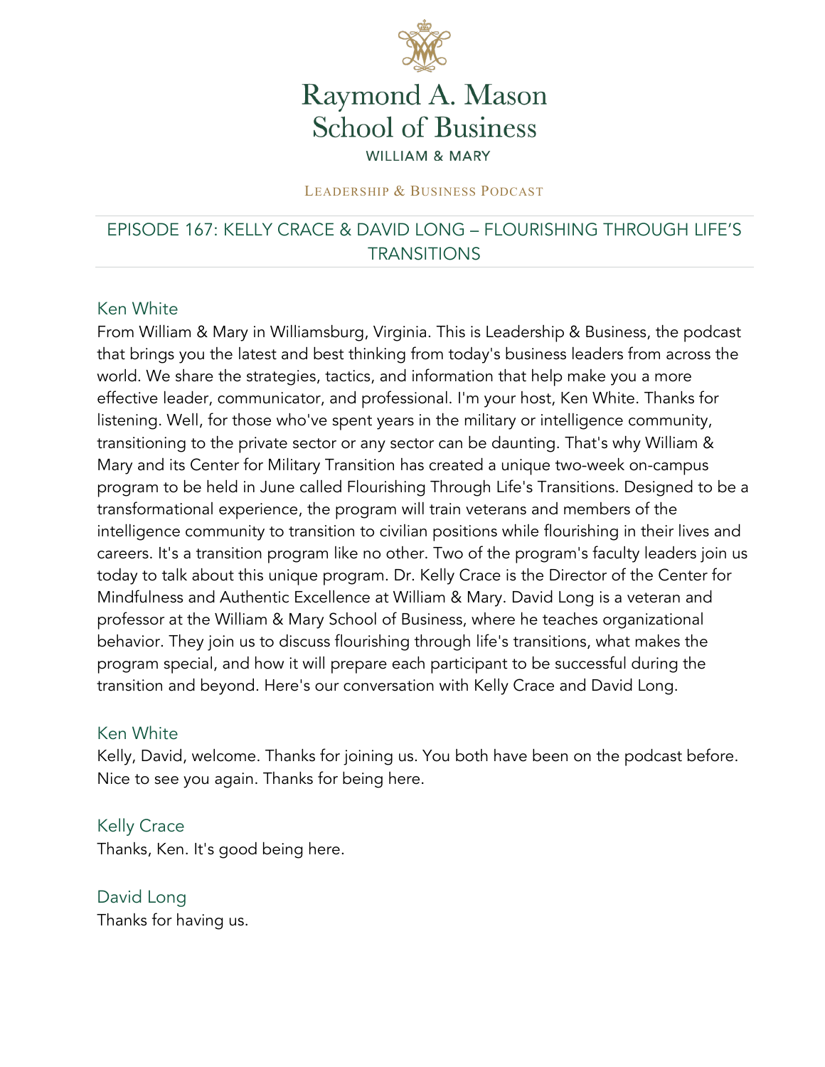Raymond A. Mason
School of Business
WILLIAM & MARY

LEADERSHIP & BUSINESS PODCAST

# EPISODE 167: KELLY CRACE & DAVID LONG – FLOURISHING THROUGH LIFE'S TRANSITIONS

### Ken White

From William & Mary in Williamsburg, Virginia. This is Leadership & Business, the podcast that brings you the latest and best thinking from today's business leaders from across the world. We share the strategies, tactics, and information that help make you a more effective leader, communicator, and professional. I'm your host, Ken White. Thanks for listening. Well, for those who've spent years in the military or intelligence community, transitioning to the private sector or any sector can be daunting. That's why William & Mary and its Center for Military Transition has created a unique two-week on-campus program to be held in June called Flourishing Through Life's Transitions. Designed to be a transformational experience, the program will train veterans and members of the intelligence community to transition to civilian positions while flourishing in their lives and careers. It's a transition program like no other. Two of the program's faculty leaders join us today to talk about this unique program. Dr. Kelly Crace is the Director of the Center for Mindfulness and Authentic Excellence at William & Mary. David Long is a veteran and professor at the William & Mary School of Business, where he teaches organizational behavior. They join us to discuss flourishing through life's transitions, what makes the program special, and how it will prepare each participant to be successful during the transition and beyond. Here's our conversation with Kelly Crace and David Long.

### Ken White

Kelly, David, welcome. Thanks for joining us. You both have been on the podcast before. Nice to see you again. Thanks for being here.

### Kelly Crace

Thanks, Ken. It's good being here.

### David Long

Thanks for having us.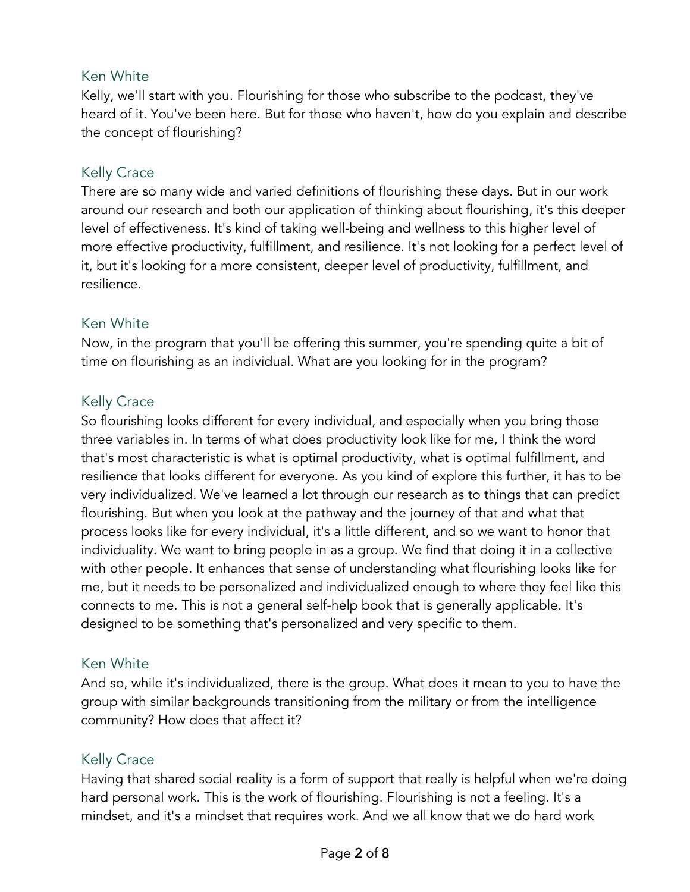Ken White
Kelly, we'll start with you. Flourishing for those who subscribe to the podcast, they've heard of it. You've been here. But for those who haven't, how do you explain and describe the concept of flourishing?

Kelly Crace
There are so many wide and varied definitions of flourishing these days. But in our work around our research and both our application of thinking about flourishing, it's this deeper level of effectiveness. It's kind of taking well-being and wellness to this higher level of more effective productivity, fulfillment, and resilience. It's not looking for a perfect level of it, but it's looking for a more consistent, deeper level of productivity, fulfillment, and resilience.

Ken White
Now, in the program that you'll be offering this summer, you're spending quite a bit of time on flourishing as an individual. What are you looking for in the program?

Kelly Crace
So flourishing looks different for every individual, and especially when you bring those three variables in. In terms of what does productivity look like for me, I think the word that's most characteristic is what is optimal productivity, what is optimal fulfillment, and resilience that looks different for everyone. As you kind of explore this further, it has to be very individualized. We've learned a lot through our research as to things that can predict flourishing. But when you look at the pathway and the journey of that and what that process looks like for every individual, it's a little different, and so we want to honor that individuality. We want to bring people in as a group. We find that doing it in a collective with other people. It enhances that sense of understanding what flourishing looks like for me, but it needs to be personalized and individualized enough to where they feel like this connects to me. This is not a general self-help book that is generally applicable. It's designed to be something that's personalized and very specific to them.

Ken White
And so, while it's individualized, there is the group. What does it mean to you to have the group with similar backgrounds transitioning from the military or from the intelligence community? How does that affect it?

Kelly Crace
Having that shared social reality is a form of support that really is helpful when we're doing hard personal work. This is the work of flourishing. Flourishing is not a feeling. It's a mindset, and it's a mindset that requires work. And we all know that we do hard work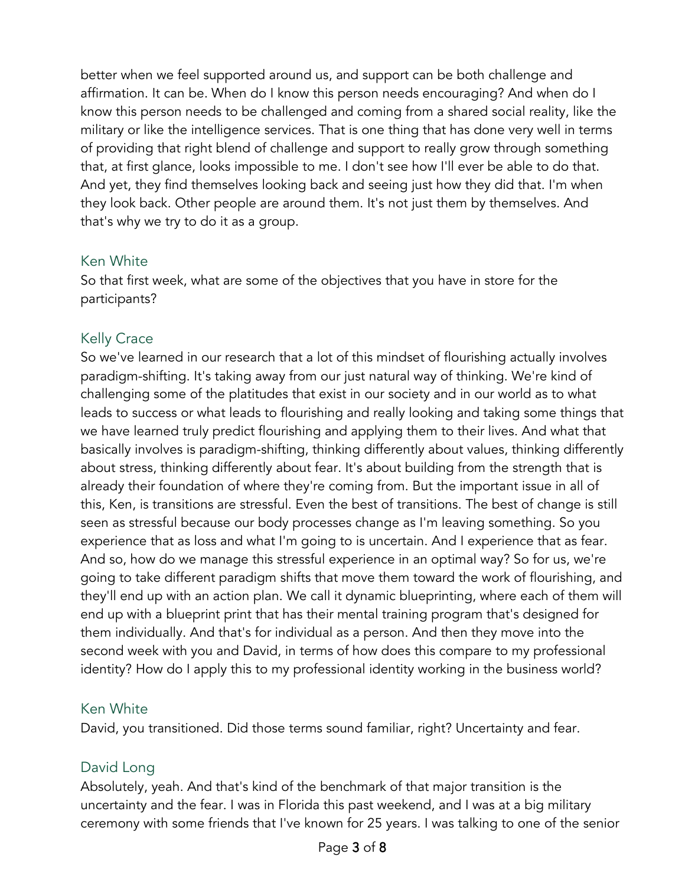better when we feel supported around us, and support can be both challenge and affirmation. It can be. When do I know this person needs encouraging? And when do I know this person needs to be challenged and coming from a shared social reality, like the military or like the intelligence services. That is one thing that has done very well in terms of providing that right blend of challenge and support to really grow through something that, at first glance, looks impossible to me. I don't see how I'll ever be able to do that. And yet, they find themselves looking back and seeing just how they did that. I'm when they look back. Other people are around them. It's not just them by themselves. And that's why we try to do it as a group.

Ken White

So that first week, what are some of the objectives that you have in store for the participants?

Kelly Crace

So we've learned in our research that a lot of this mindset of flourishing actually involves paradigm-shifting. It's taking away from our just natural way of thinking. We're kind of challenging some of the platitudes that exist in our society and in our world as to what leads to success or what leads to flourishing and really looking and taking some things that we have learned truly predict flourishing and applying them to their lives. And what that basically involves is paradigm-shifting, thinking differently about values, thinking differently about stress, thinking differently about fear. It's about building from the strength that is already their foundation of where they're coming from. But the important issue in all of this, Ken, is transitions are stressful. Even the best of transitions. The best of change is still seen as stressful because our body processes change as I'm leaving something. So you experience that as loss and what I'm going to is uncertain. And I experience that as fear. And so, how do we manage this stressful experience in an optimal way? So for us, we're going to take different paradigm shifts that move them toward the work of flourishing, and they'll end up with an action plan. We call it dynamic blueprinting, where each of them will end up with a blueprint print that has their mental training program that's designed for them individually. And that's for individual as a person. And then they move into the second week with you and David, in terms of how does this compare to my professional identity? How do I apply this to my professional identity working in the business world?

Ken White

David, you transitioned. Did those terms sound familiar, right? Uncertainty and fear.

David Long

Absolutely, yeah. And that's kind of the benchmark of that major transition is the uncertainty and the fear. I was in Florida this past weekend, and I was at a big military ceremony with some friends that I've known for 25 years. I was talking to one of the senior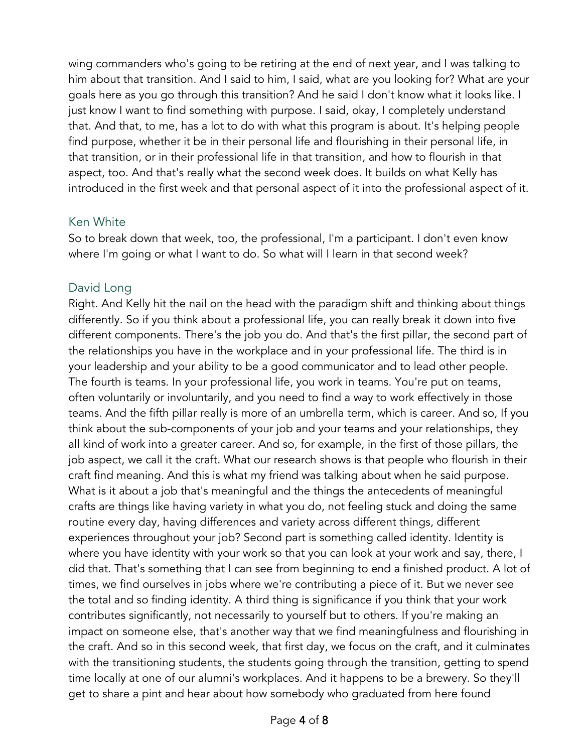wing commanders who's going to be retiring at the end of next year, and I was talking to him about that transition. And I said to him, I said, what are you looking for? What are your goals here as you go through this transition? And he said I don't know what it looks like. I just know I want to find something with purpose. I said, okay, I completely understand that. And that, to me, has a lot to do with what this program is about. It's helping people find purpose, whether it be in their personal life and flourishing in their personal life, in that transition, or in their professional life in that transition, and how to flourish in that aspect, too. And that's really what the second week does. It builds on what Kelly has introduced in the first week and that personal aspect of it into the professional aspect of it.

### Ken White

So to break down that week, too, the professional, I'm a participant. I don't even know where I'm going or what I want to do. So what will I learn in that second week?

### David Long

Right. And Kelly hit the nail on the head with the paradigm shift and thinking about things differently. So if you think about a professional life, you can really break it down into five different components. There's the job you do. And that's the first pillar, the second part of the relationships you have in the workplace and in your professional life. The third is in your leadership and your ability to be a good communicator and to lead other people. The fourth is teams. In your professional life, you work in teams. You're put on teams, often voluntarily or involuntarily, and you need to find a way to work effectively in those teams. And the fifth pillar really is more of an umbrella term, which is career. And so, If you think about the sub-components of your job and your teams and your relationships, they all kind of work into a greater career. And so, for example, in the first of those pillars, the job aspect, we call it the craft. What our research shows is that people who flourish in their craft find meaning. And this is what my friend was talking about when he said purpose. What is it about a job that's meaningful and the things the antecedents of meaningful crafts are things like having variety in what you do, not feeling stuck and doing the same routine every day, having differences and variety across different things, different experiences throughout your job? Second part is something called identity. Identity is where you have identity with your work so that you can look at your work and say, there, I did that. That's something that I can see from beginning to end a finished product. A lot of times, we find ourselves in jobs where we're contributing a piece of it. But we never see the total and so finding identity. A third thing is significance if you think that your work contributes significantly, not necessarily to yourself but to others. If you're making an impact on someone else, that's another way that we find meaningfulness and flourishing in the craft. And so in this second week, that first day, we focus on the craft, and it culminates with the transitioning students, the students going through the transition, getting to spend time locally at one of our alumni's workplaces. And it happens to be a brewery. So they'll get to share a pint and hear about how somebody who graduated from here found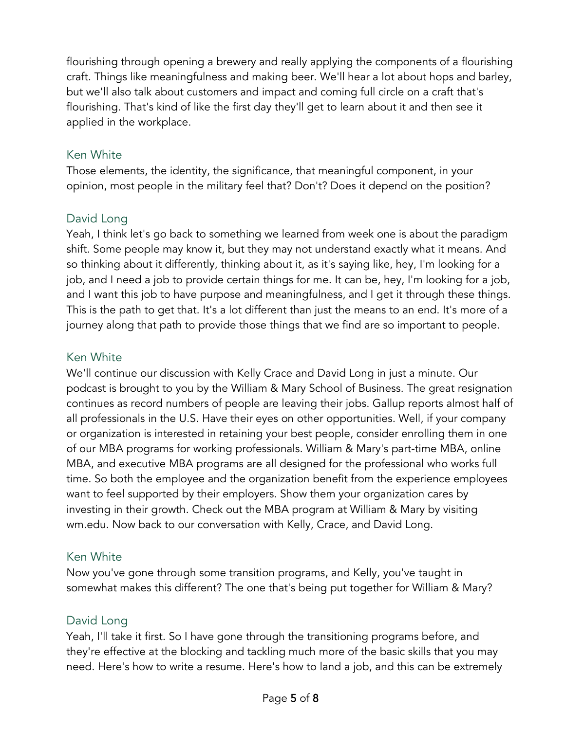flourishing through opening a brewery and really applying the components of a flourishing craft. Things like meaningfulness and making beer. We'll hear a lot about hops and barley, but we'll also talk about customers and impact and coming full circle on a craft that's flourishing. That's kind of like the first day they'll get to learn about it and then see it applied in the workplace.

Ken White

Those elements, the identity, the significance, that meaningful component, in your opinion, most people in the military feel that? Don't? Does it depend on the position?

David Long

Yeah, I think let's go back to something we learned from week one is about the paradigm shift. Some people may know it, but they may not understand exactly what it means. And so thinking about it differently, thinking about it, as it's saying like, hey, I'm looking for a job, and I need a job to provide certain things for me. It can be, hey, I'm looking for a job, and I want this job to have purpose and meaningfulness, and I get it through these things. This is the path to get that. It's a lot different than just the means to an end. It's more of a journey along that path to provide those things that we find are so important to people.

Ken White

We'll continue our discussion with Kelly Crace and David Long in just a minute. Our podcast is brought to you by the William & Mary School of Business. The great resignation continues as record numbers of people are leaving their jobs. Gallup reports almost half of all professionals in the U.S. Have their eyes on other opportunities. Well, if your company or organization is interested in retaining your best people, consider enrolling them in one of our MBA programs for working professionals. William & Mary's part-time MBA, online MBA, and executive MBA programs are all designed for the professional who works full time. So both the employee and the organization benefit from the experience employees want to feel supported by their employers. Show them your organization cares by investing in their growth. Check out the MBA program at William & Mary by visiting wm.edu. Now back to our conversation with Kelly, Crace, and David Long.

Ken White

Now you've gone through some transition programs, and Kelly, you've taught in somewhat makes this different? The one that's being put together for William & Mary?

David Long

Yeah, I'll take it first. So I have gone through the transitioning programs before, and they're effective at the blocking and tackling much more of the basic skills that you may need. Here's how to write a resume. Here's how to land a job, and this can be extremely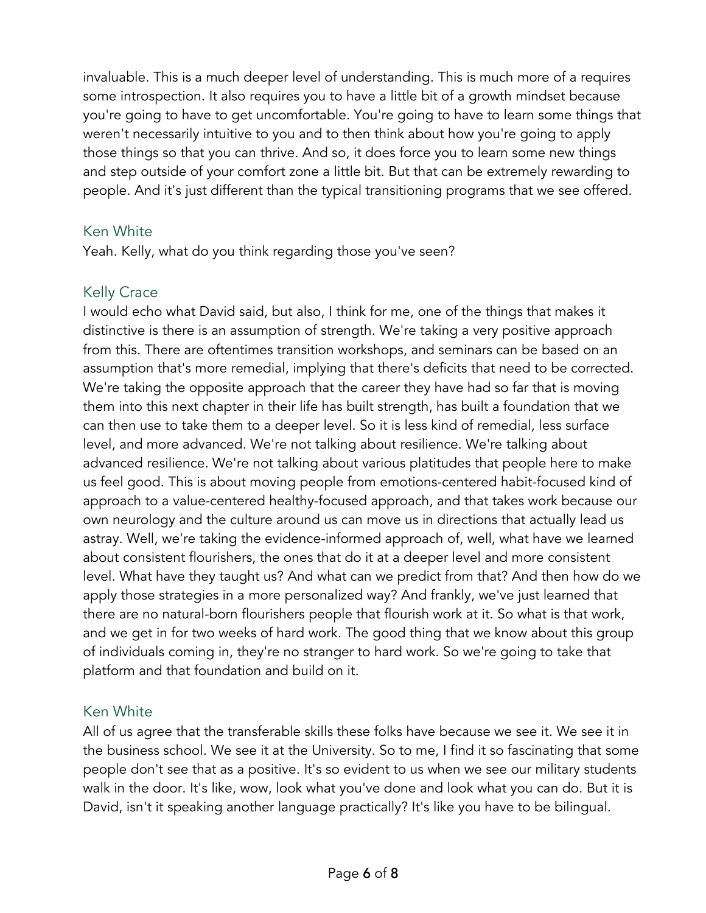invaluable. This is a much deeper level of understanding. This is much more of a requires some introspection. It also requires you to have a little bit of a growth mindset because you're going to have to get uncomfortable. You're going to have to learn some things that weren't necessarily intuitive to you and to then think about how you're going to apply those things so that you can thrive. And so, it does force you to learn some new things and step outside of your comfort zone a little bit. But that can be extremely rewarding to people. And it's just different than the typical transitioning programs that we see offered.

Ken White

Yeah. Kelly, what do you think regarding those you've seen?

Kelly Crace

I would echo what David said, but also, I think for me, one of the things that makes it distinctive is there is an assumption of strength. We're taking a very positive approach from this. There are oftentimes transition workshops, and seminars can be based on an assumption that's more remedial, implying that there's deficits that need to be corrected. We're taking the opposite approach that the career they have had so far that is moving them into this next chapter in their life has built strength, has built a foundation that we can then use to take them to a deeper level. So it is less kind of remedial, less surface level, and more advanced. We're not talking about resilience. We're talking about advanced resilience. We're not talking about various platitudes that people here to make us feel good. This is about moving people from emotions-centered habit-focused kind of approach to a value-centered healthy-focused approach, and that takes work because our own neurology and the culture around us can move us in directions that actually lead us astray. Well, we're taking the evidence-informed approach of, well, what have we learned about consistent flourishers, the ones that do it at a deeper level and more consistent level. What have they taught us? And what can we predict from that? And then how do we apply those strategies in a more personalized way? And frankly, we've just learned that there are no natural-born flourishers people that flourish work at it. So what is that work, and we get in for two weeks of hard work. The good thing that we know about this group of individuals coming in, they're no stranger to hard work. So we're going to take that platform and that foundation and build on it.

Ken White

All of us agree that the transferable skills these folks have because we see it. We see it in the business school. We see it at the University. So to me, I find it so fascinating that some people don't see that as a positive. It's so evident to us when we see our military students walk in the door. It's like, wow, look what you've done and look what you can do. But it is David, isn't it speaking another language practically? It's like you have to be bilingual.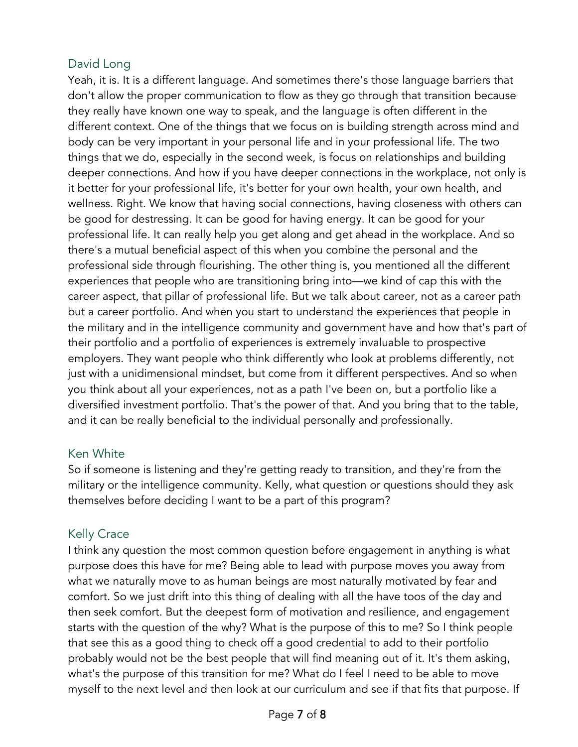David Long

Yeah, it is. It is a different language. And sometimes there's those language barriers that don't allow the proper communication to flow as they go through that transition because they really have known one way to speak, and the language is often different in the different context. One of the things that we focus on is building strength across mind and body can be very important in your personal life and in your professional life. The two things that we do, especially in the second week, is focus on relationships and building deeper connections. And how if you have deeper connections in the workplace, not only is it better for your professional life, it's better for your own health, your own health, and wellness. Right. We know that having social connections, having closeness with others can be good for destressing. It can be good for having energy. It can be good for your professional life. It can really help you get along and get ahead in the workplace. And so there's a mutual beneficial aspect of this when you combine the personal and the professional side through flourishing. The other thing is, you mentioned all the different experiences that people who are transitioning bring into—we kind of cap this with the career aspect, that pillar of professional life. But we talk about career, not as a career path but a career portfolio. And when you start to understand the experiences that people in the military and in the intelligence community and government have and how that's part of their portfolio and a portfolio of experiences is extremely invaluable to prospective employers. They want people who think differently who look at problems differently, not just with a unidimensional mindset, but come from it different perspectives. And so when you think about all your experiences, not as a path I've been on, but a portfolio like a diversified investment portfolio. That's the power of that. And you bring that to the table, and it can be really beneficial to the individual personally and professionally.

Ken White

So if someone is listening and they're getting ready to transition, and they're from the military or the intelligence community. Kelly, what question or questions should they ask themselves before deciding I want to be a part of this program?

Kelly Crace

I think any question the most common question before engagement in anything is what purpose does this have for me? Being able to lead with purpose moves you away from what we naturally move to as human beings are most naturally motivated by fear and comfort. So we just drift into this thing of dealing with all the have toos of the day and then seek comfort. But the deepest form of motivation and resilience, and engagement starts with the question of the why? What is the purpose of this to me? So I think people that see this as a good thing to check off a good credential to add to their portfolio probably would not be the best people that will find meaning out of it. It's them asking, what's the purpose of this transition for me? What do I feel I need to be able to move myself to the next level and then look at our curriculum and see if that fits that purpose. If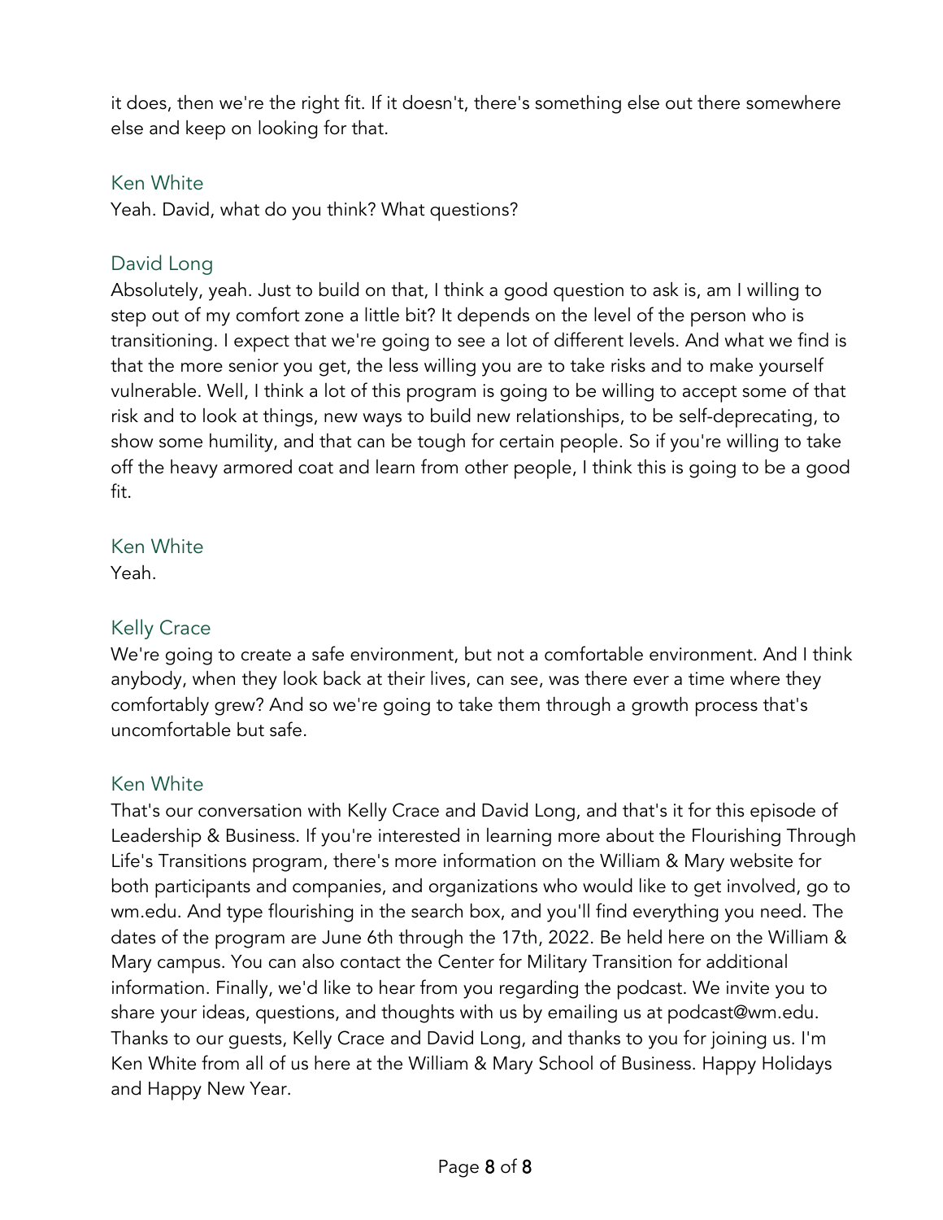it does, then we're the right fit. If it doesn't, there's something else out there somewhere else and keep on looking for that.

Ken White

Yeah. David, what do you think? What questions?

David Long

Absolutely, yeah. Just to build on that, I think a good question to ask is, am I willing to step out of my comfort zone a little bit? It depends on the level of the person who is transitioning. I expect that we're going to see a lot of different levels. And what we find is that the more senior you get, the less willing you are to take risks and to make yourself vulnerable. Well, I think a lot of this program is going to be willing to accept some of that risk and to look at things, new ways to build new relationships, to be self-deprecating, to show some humility, and that can be tough for certain people. So if you're willing to take off the heavy armored coat and learn from other people, I think this is going to be a good fit.

Ken White

Yeah.

Kelly Crace

We're going to create a safe environment, but not a comfortable environment. And I think anybody, when they look back at their lives, can see, was there ever a time where they comfortably grew? And so we're going to take them through a growth process that's uncomfortable but safe.

Ken White

That's our conversation with Kelly Crace and David Long, and that's it for this episode of Leadership & Business. If you're interested in learning more about the Flourishing Through Life's Transitions program, there's more information on the William & Mary website for both participants and companies, and organizations who would like to get involved, go to wm.edu. And type flourishing in the search box, and you'll find everything you need. The dates of the program are June 6th through the 17th, 2022. Be held here on the William & Mary campus. You can also contact the Center for Military Transition for additional information. Finally, we'd like to hear from you regarding the podcast. We invite you to share your ideas, questions, and thoughts with us by emailing us at podcast@wm.edu. Thanks to our guests, Kelly Crace and David Long, and thanks to you for joining us. I'm Ken White from all of us here at the William & Mary School of Business. Happy Holidays and Happy New Year.